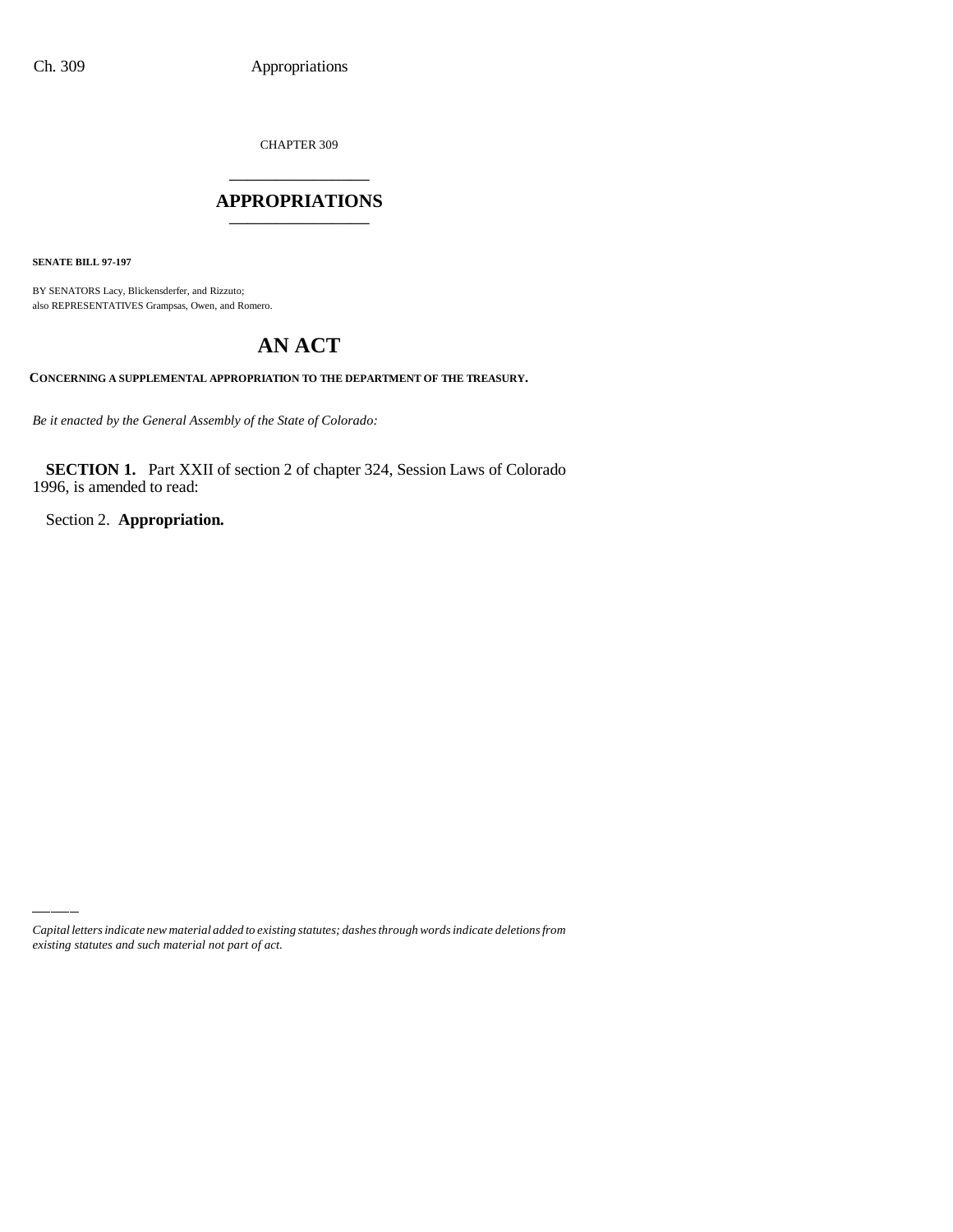CHAPTER 309

## APPROPRIATIONS

**SENATE BILL 97-197**

BY SENATORS Lacy, Blickensderfer, and Rizzuto;
also REPRESENTATIVES Grampsas, Owen, and Romero.

# AN ACT

**CONCERNING A SUPPLEMENTAL APPROPRIATION TO THE DEPARTMENT OF THE TREASURY.**

*Be it enacted by the General Assembly of the State of Colorado:*

**SECTION 1.** Part XXII of section 2 of chapter 324, Session Laws of Colorado 1996, is amended to read:

Section 2. **Appropriation.**

*Capital letters indicate new material added to existing statutes; dashes through words indicate deletions from existing statutes and such material not part of act.*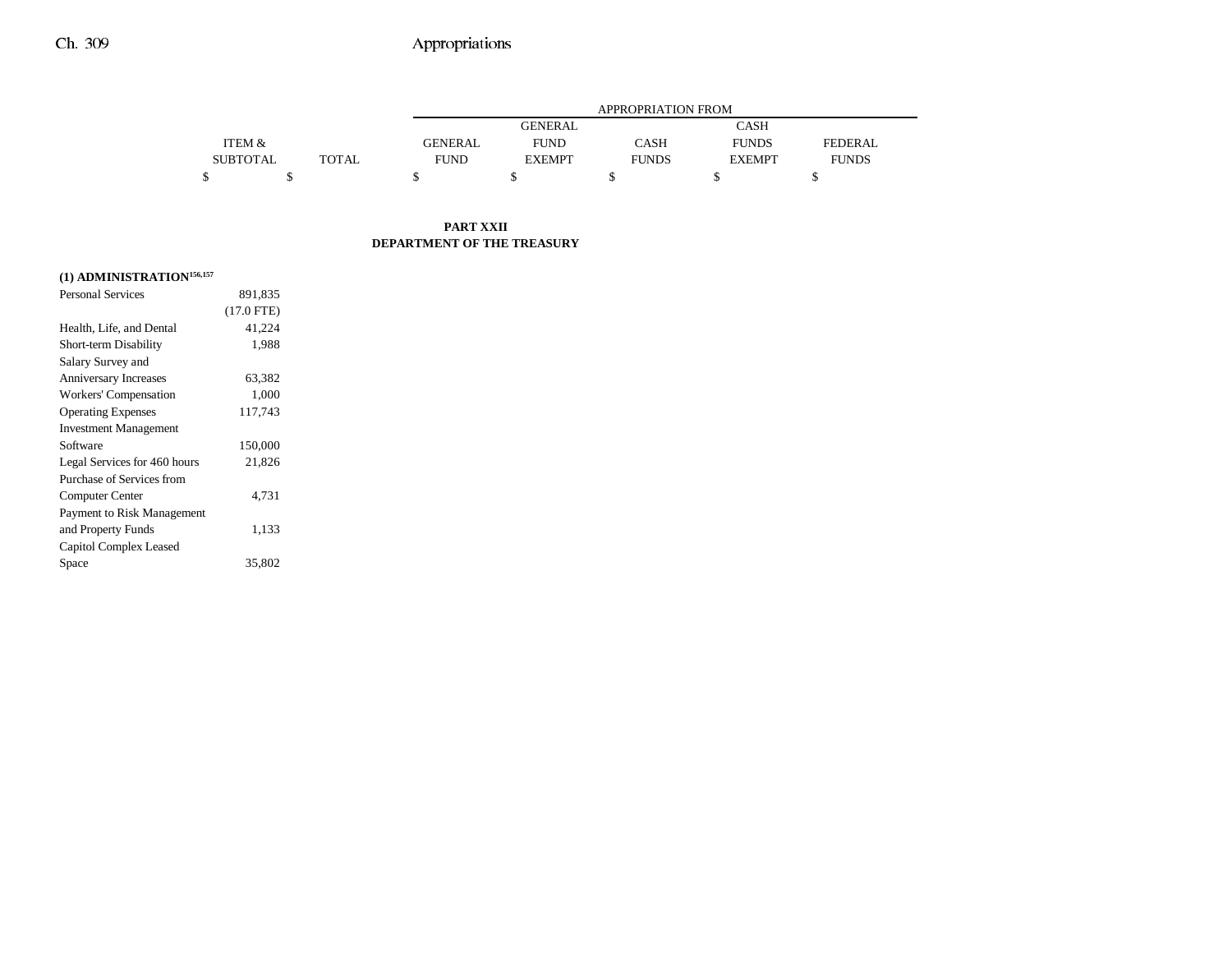| | ITEM & SUBTOTAL | TOTAL | GENERAL FUND | GENERAL FUND EXEMPT | CASH FUNDS | CASH FUNDS EXEMPT | FEDERAL FUNDS |
|---|---|---|---|---|---|---|---|
| | | | APPROPRIATION FROM | | | | |
| | $ | $ | $ | $ | $ | $ | $ |

**PART XXII**
**DEPARTMENT OF THE TREASURY**

| | ITEM & SUBTOTAL | TOTAL | GENERAL FUND | GENERAL FUND EXEMPT | CASH FUNDS | CASH FUNDS EXEMPT | FEDERAL FUNDS |
|---|---|---|---|---|---|---|---|
| **(1) ADMINISTRATION**[156,157] | | | | | | | |
| Personal Services | 891,835 | | | | | | |
| | (17.0 FTE) | | | | | | |
| Health, Life, and Dental | 41,224 | | | | | | |
| Short-term Disability | 1,988 | | | | | | |
| Salary Survey and Anniversary Increases | 63,382 | | | | | | |
| Workers' Compensation | 1,000 | | | | | | |
| Operating Expenses | 117,743 | | | | | | |
| Investment Management Software | 150,000 | | | | | | |
| Legal Services for 460 hours | 21,826 | | | | | | |
| Purchase of Services from Computer Center | 4,731 | | | | | | |
| Payment to Risk Management and Property Funds | 1,133 | | | | | | |
| Capitol Complex Leased Space | 35,802 | | | | | | |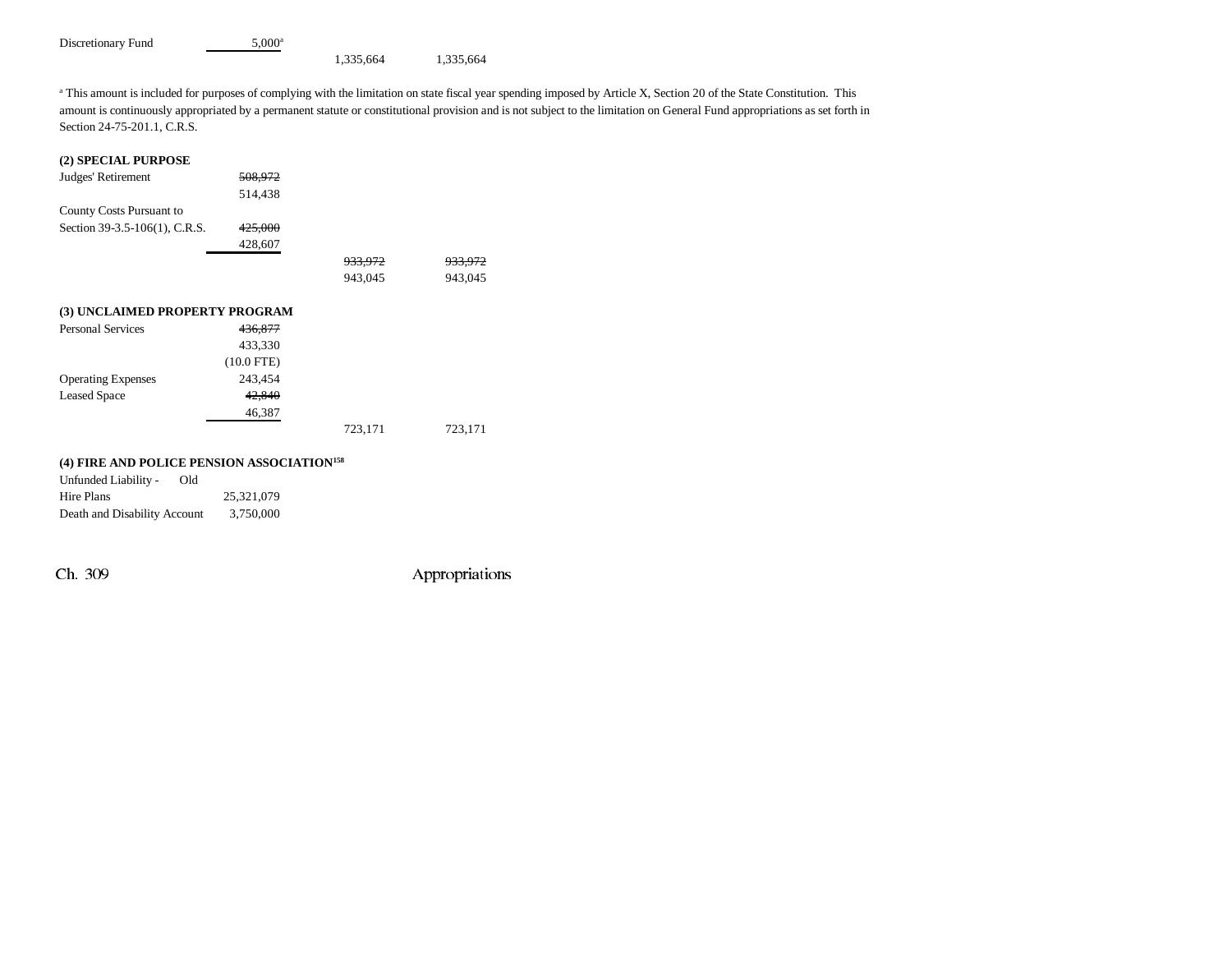| | | | |
|---|---|---|---|
| Discretionary Fund | 5,000[a] | | |
| | | 1,335,664 | 1,335,664 |

[a] This amount is included for purposes of complying with the limitation on state fiscal year spending imposed by Article X, Section 20 of the State Constitution. This amount is continuously appropriated by a permanent statute or constitutional provision and is not subject to the limitation on General Fund appropriations as set forth in Section 24-75-201.1, C.R.S.

**(2) SPECIAL PURPOSE**

| | | | |
|---|---|---|---|
| Judges' Retirement | ~~508,972~~ | | |
| | 514,438 | | |
| County Costs Pursuant to | | | |
| Section 39-3.5-106(1), C.R.S. | ~~425,000~~ | | |
| | 428,607 | | |
| | | ~~933,972~~ | ~~933,972~~ |
| | | 943,045 | 943,045 |

**(3) UNCLAIMED PROPERTY PROGRAM**

| | | | |
|---|---|---|---|
| Personal Services | ~~436,877~~ | | |
| | 433,330 | | |
| | (10.0 FTE) | | |
| Operating Expenses | 243,454 | | |
| Leased Space | ~~42,840~~ | | |
| | 46,387 | | |
| | | 723,171 | 723,171 |

**(4) FIRE AND POLICE PENSION ASSOCIATION[158]**

| | | | |
|---|---|---|---|
| Unfunded Liability - Old Hire Plans | 25,321,079 | | |
| Death and Disability Account | 3,750,000 | | |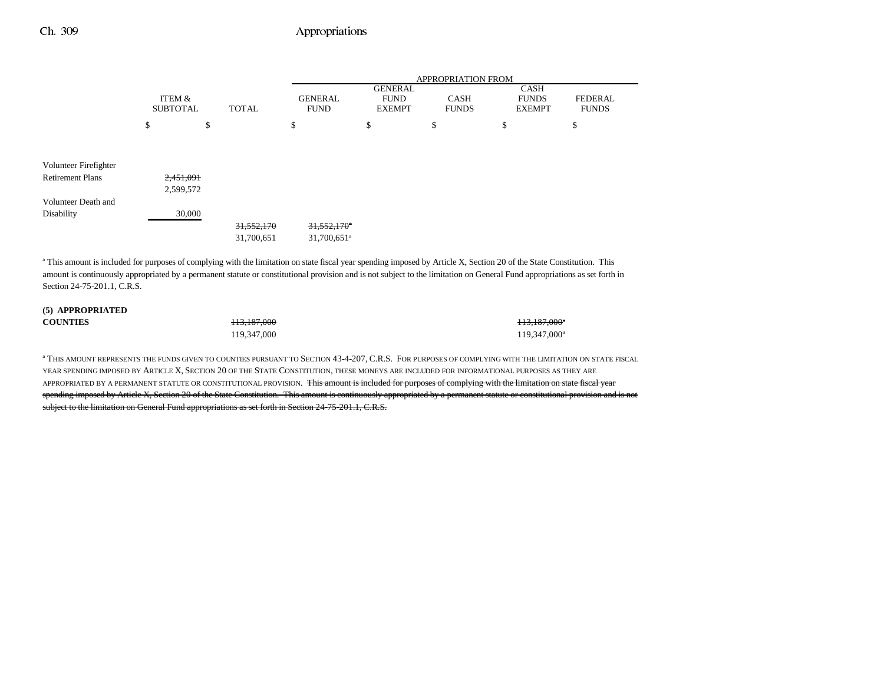| | ITEM & SUBTOTAL | TOTAL | APPROPRIATION FROM GENERAL FUND | GENERAL FUND EXEMPT | CASH FUNDS | CASH FUNDS EXEMPT | FEDERAL FUNDS |
|---|---|---|---|---|---|---|---|
| | $ | $ | $ | $ | $ | $ | $ |
| Volunteer Firefighter Retirement Plans | ~~2,451,091~~ 2,599,572 | | | | | | |
| Volunteer Death and Disability | 30,000 | | | | | | |
| | | ~~31,552,170~~ 31,700,651 | ~~31,552,170~~[a] 31,700,651[a] | | | | |

[a] This amount is included for purposes of complying with the limitation on state fiscal year spending imposed by Article X, Section 20 of the State Constitution. This amount is continuously appropriated by a permanent statute or constitutional provision and is not subject to the limitation on General Fund appropriations as set forth in Section 24-75-201.1, C.R.S.

| | ITEM & SUBTOTAL | TOTAL | GENERAL FUND | GENERAL FUND EXEMPT | CASH FUNDS | CASH FUNDS EXEMPT | FEDERAL FUNDS |
|---|---|---|---|---|---|---|---|
| **(5) APPROPRIATED COUNTIES** | | ~~113,187,000~~ 119,347,000 | | | | ~~113,187,000~~[a] 119,347,000[a] | |

[a] THIS AMOUNT REPRESENTS THE FUNDS GIVEN TO COUNTIES PURSUANT TO SECTION 43-4-207, C.R.S. FOR PURPOSES OF COMPLYING WITH THE LIMITATION ON STATE FISCAL YEAR SPENDING IMPOSED BY ARTICLE X, SECTION 20 OF THE STATE CONSTITUTION, THESE MONEYS ARE INCLUDED FOR INFORMATIONAL PURPOSES AS THEY ARE APPROPRIATED BY A PERMANENT STATUTE OR CONSTITUTIONAL PROVISION. ~~This amount is included for purposes of complying with the limitation on state fiscal year spending imposed by Article X, Section 20 of the State Constitution. This amount is continuously appropriated by a permanent statute or constitutional provision and is not subject to the limitation on General Fund appropriations as set forth in Section 24-75-201.1, C.R.S.~~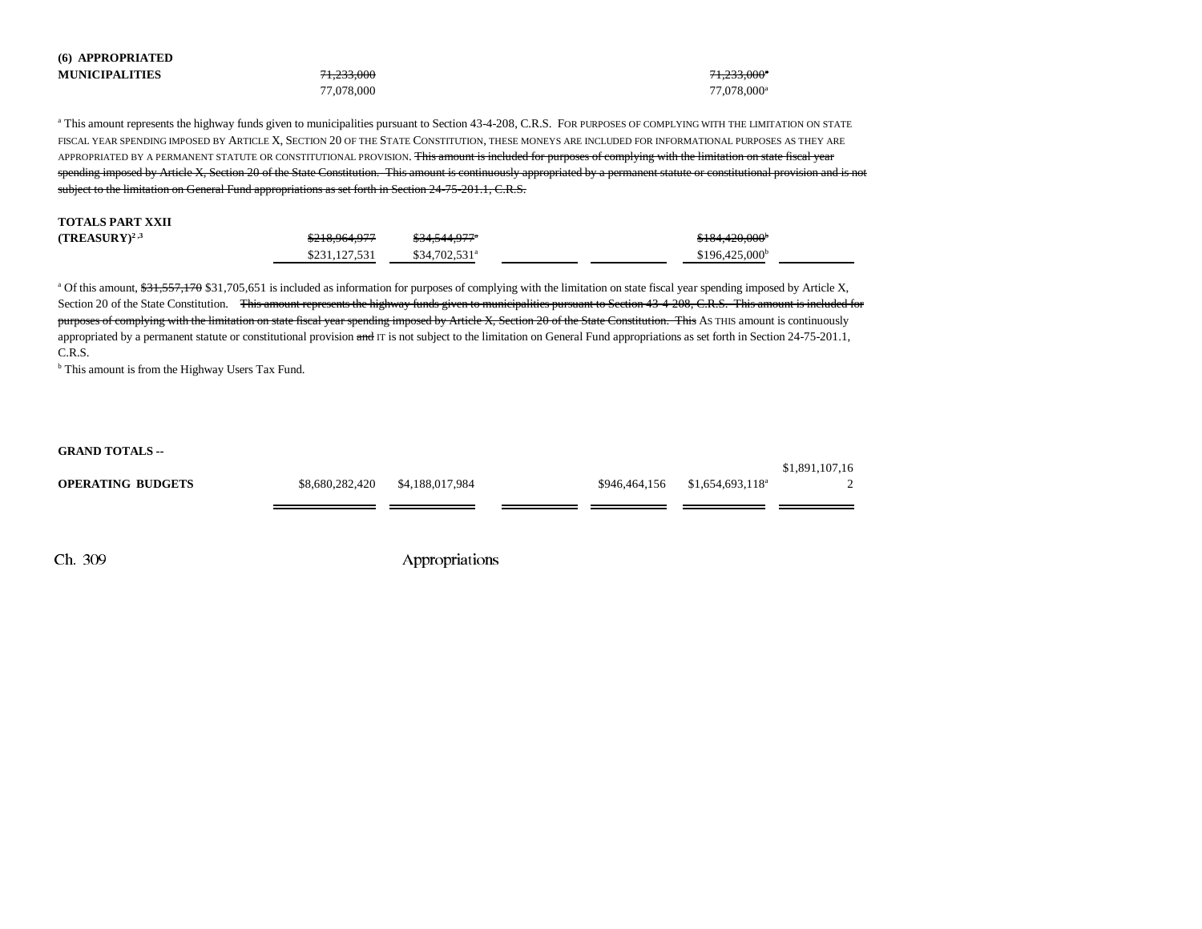| | | | | | | |
|---|---|---|---|---|---|---|
| **(6) APPROPRIATED MUNICIPALITIES** | ~~71,233,000~~ 77,078,000 | | | | ~~71,233,000[a]~~ 77,078,000[a] | |

[a] This amount represents the highway funds given to municipalities pursuant to Section 43-4-208, C.R.S. FOR PURPOSES OF COMPLYING WITH THE LIMITATION ON STATE FISCAL YEAR SPENDING IMPOSED BY ARTICLE X, SECTION 20 OF THE STATE CONSTITUTION, THESE MONEYS ARE INCLUDED FOR INFORMATIONAL PURPOSES AS THEY ARE APPROPRIATED BY A PERMANENT STATUTE OR CONSTITUTIONAL PROVISION. ~~This amount is included for purposes of complying with the limitation on state fiscal year spending imposed by Article X, Section 20 of the State Constitution. This amount is continuously appropriated by a permanent statute or constitutional provision and is not subject to the limitation on General Fund appropriations as set forth in Section 24-75-201.1, C.R.S.~~

| | | | | | | |
|---|---|---|---|---|---|---|
| **TOTALS PART XXII (TREASURY)[2,3]** | ~~$218,964,977~~ $231,127,531 | ~~$34,544,977[a]~~ $34,702,531[a] | | | ~~$184,420,000[b]~~ $196,425,000[b] | |

[a] Of this amount, ~~$31,557,170~~ $31,705,651 is included as information for purposes of complying with the limitation on state fiscal year spending imposed by Article X, Section 20 of the State Constitution. ~~This amount represents the highway funds given to municipalities pursuant to Section 43-4-208, C.R.S. This amount is included for purposes of complying with the limitation on state fiscal year spending imposed by Article X, Section 20 of the State Constitution. This~~ AS THIS amount is continuously appropriated by a permanent statute or constitutional provision ~~and~~ IT is not subject to the limitation on General Fund appropriations as set forth in Section 24-75-201.1, C.R.S.

[b] This amount is from the Highway Users Tax Fund.

| | | | | | | |
|---|---|---|---|---|---|---|
| **GRAND TOTALS -- OPERATING BUDGETS** | $8,680,282,420 | $4,188,017,984 | | $946,464,156 | $1,654,693,118[a] | $1,891,107,162 |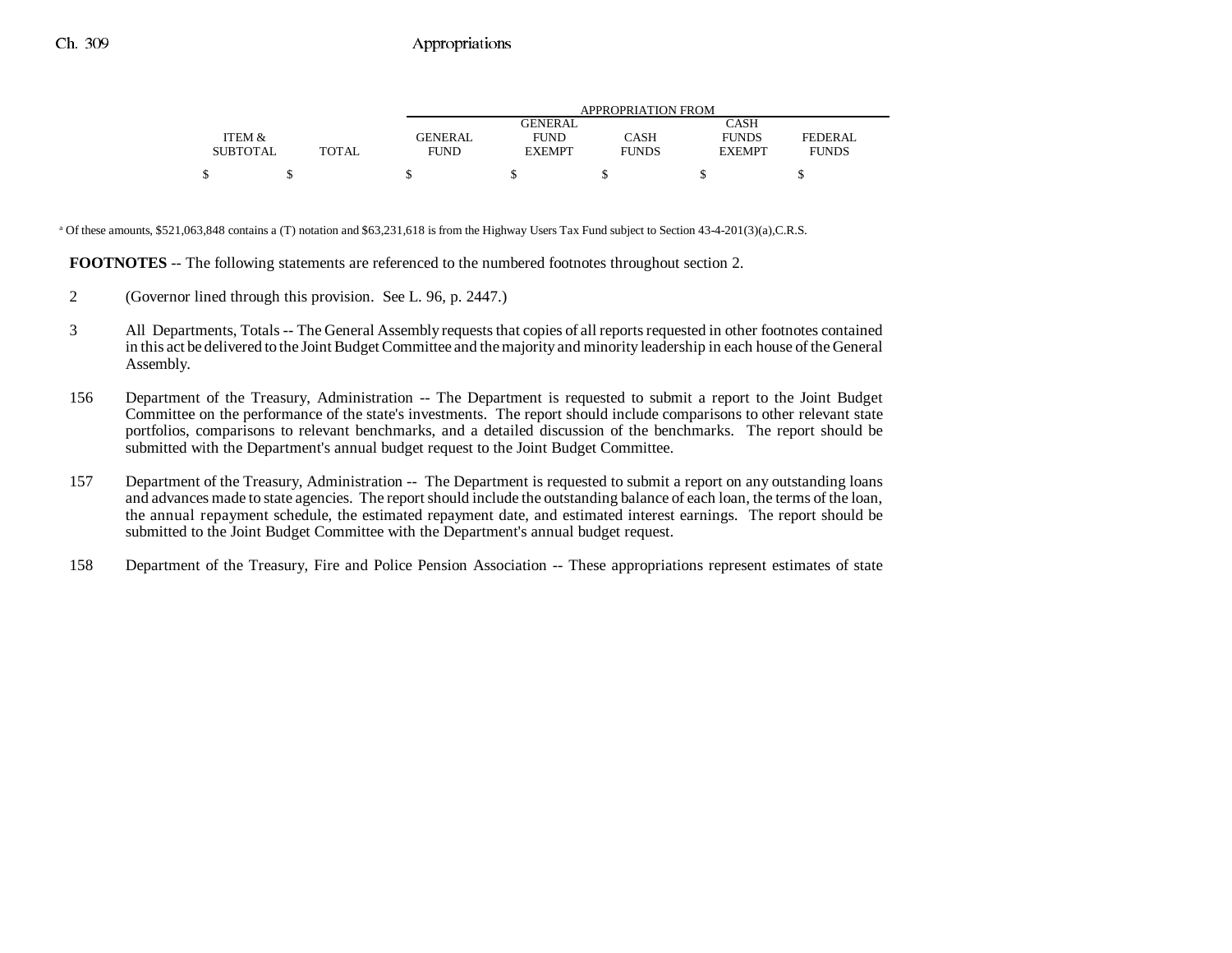| ITEM & SUBTOTAL | TOTAL | APPROPRIATION FROM GENERAL FUND | GENERAL FUND EXEMPT | CASH FUNDS | CASH FUNDS EXEMPT | FEDERAL FUNDS |
|---|---|---|---|---|---|---|
| $ | $ | $ | $ | $ | $ | $ |

[a] Of these amounts, $521,063,848 contains a (T) notation and $63,231,618 is from the Highway Users Tax Fund subject to Section 43-4-201(3)(a),C.R.S.

**FOOTNOTES** -- The following statements are referenced to the numbered footnotes throughout section 2.

2 (Governor lined through this provision. See L. 96, p. 2447.)

3 All Departments, Totals -- The General Assembly requests that copies of all reports requested in other footnotes contained in this act be delivered to the Joint Budget Committee and the majority and minority leadership in each house of the General Assembly.

156 Department of the Treasury, Administration -- The Department is requested to submit a report to the Joint Budget Committee on the performance of the state's investments. The report should include comparisons to other relevant state portfolios, comparisons to relevant benchmarks, and a detailed discussion of the benchmarks. The report should be submitted with the Department's annual budget request to the Joint Budget Committee.

157 Department of the Treasury, Administration -- The Department is requested to submit a report on any outstanding loans and advances made to state agencies. The report should include the outstanding balance of each loan, the terms of the loan, the annual repayment schedule, the estimated repayment date, and estimated interest earnings. The report should be submitted to the Joint Budget Committee with the Department's annual budget request.

158 Department of the Treasury, Fire and Police Pension Association -- These appropriations represent estimates of state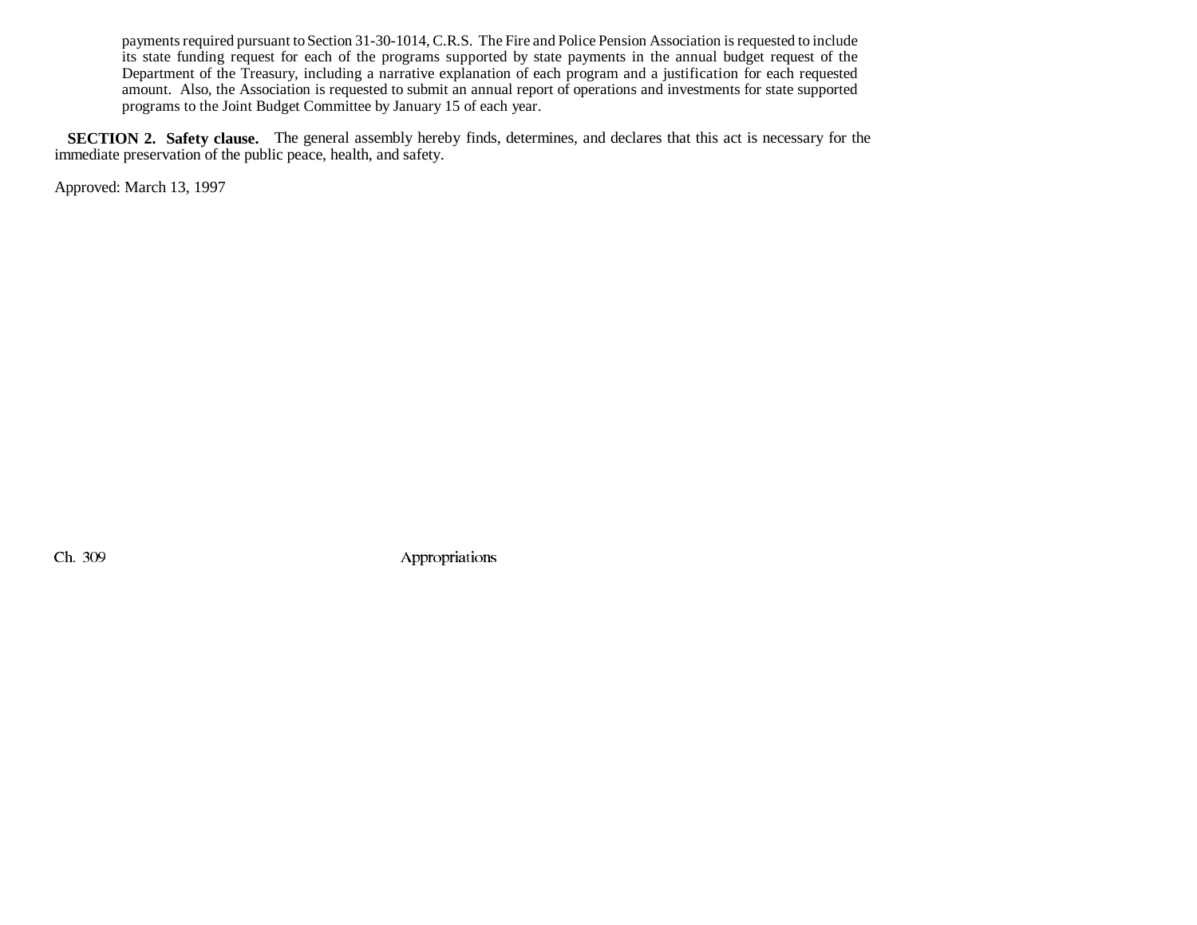payments required pursuant to Section 31-30-1014, C.R.S. The Fire and Police Pension Association is requested to include its state funding request for each of the programs supported by state payments in the annual budget request of the Department of the Treasury, including a narrative explanation of each program and a justification for each requested amount. Also, the Association is requested to submit an annual report of operations and investments for state supported programs to the Joint Budget Committee by January 15 of each year.

**SECTION 2. Safety clause.** The general assembly hereby finds, determines, and declares that this act is necessary for the immediate preservation of the public peace, health, and safety.

Approved: March 13, 1997